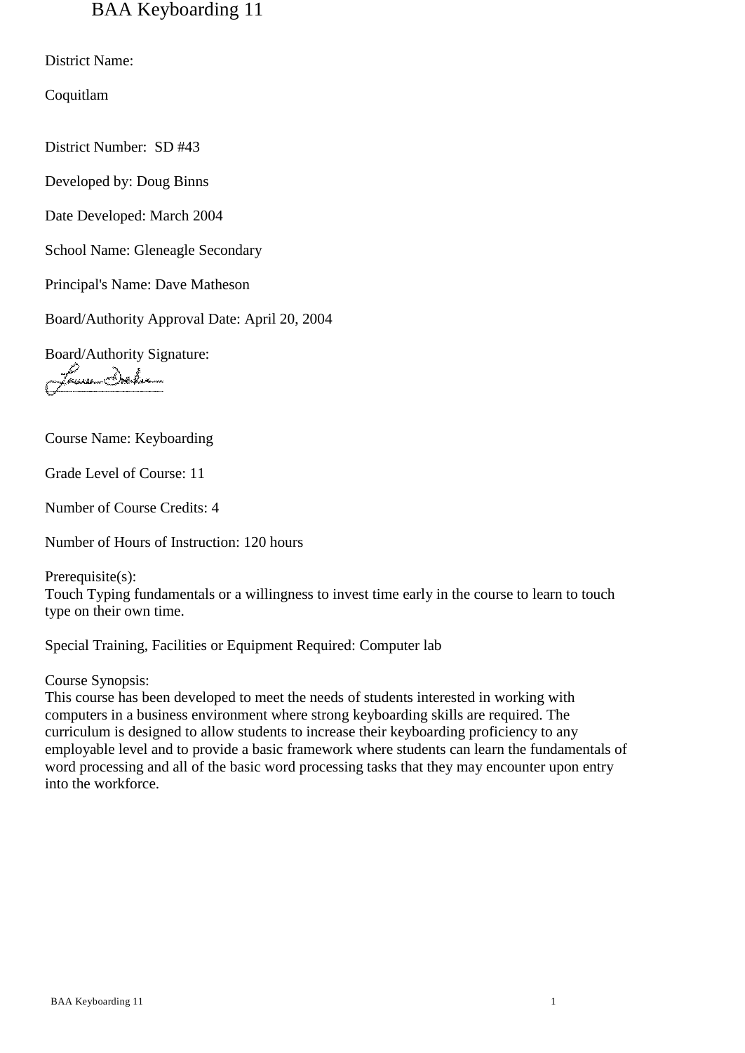# BAA Keyboarding 11

District Name:

Coquitlam

District Number: SD #43

Developed by: Doug Binns

Date Developed: March 2004

School Name: Gleneagle Secondary

Principal's Name: Dave Matheson

Board/Authority Approval Date: April 20, 2004

Board/Authority Signature:

Course Name: Keyboarding

Grade Level of Course: 11

Number of Course Credits: 4

Number of Hours of Instruction: 120 hours

Prerequisite(s):
Touch Typing fundamentals or a willingness to invest time early in the course to learn to touch type on their own time.

Special Training, Facilities or Equipment Required: Computer lab

Course Synopsis:
This course has been developed to meet the needs of students interested in working with computers in a business environment where strong keyboarding skills are required. The curriculum is designed to allow students to increase their keyboarding proficiency to any employable level and to provide a basic framework where students can learn the fundamentals of word processing and all of the basic word processing tasks that they may encounter upon entry into the workforce.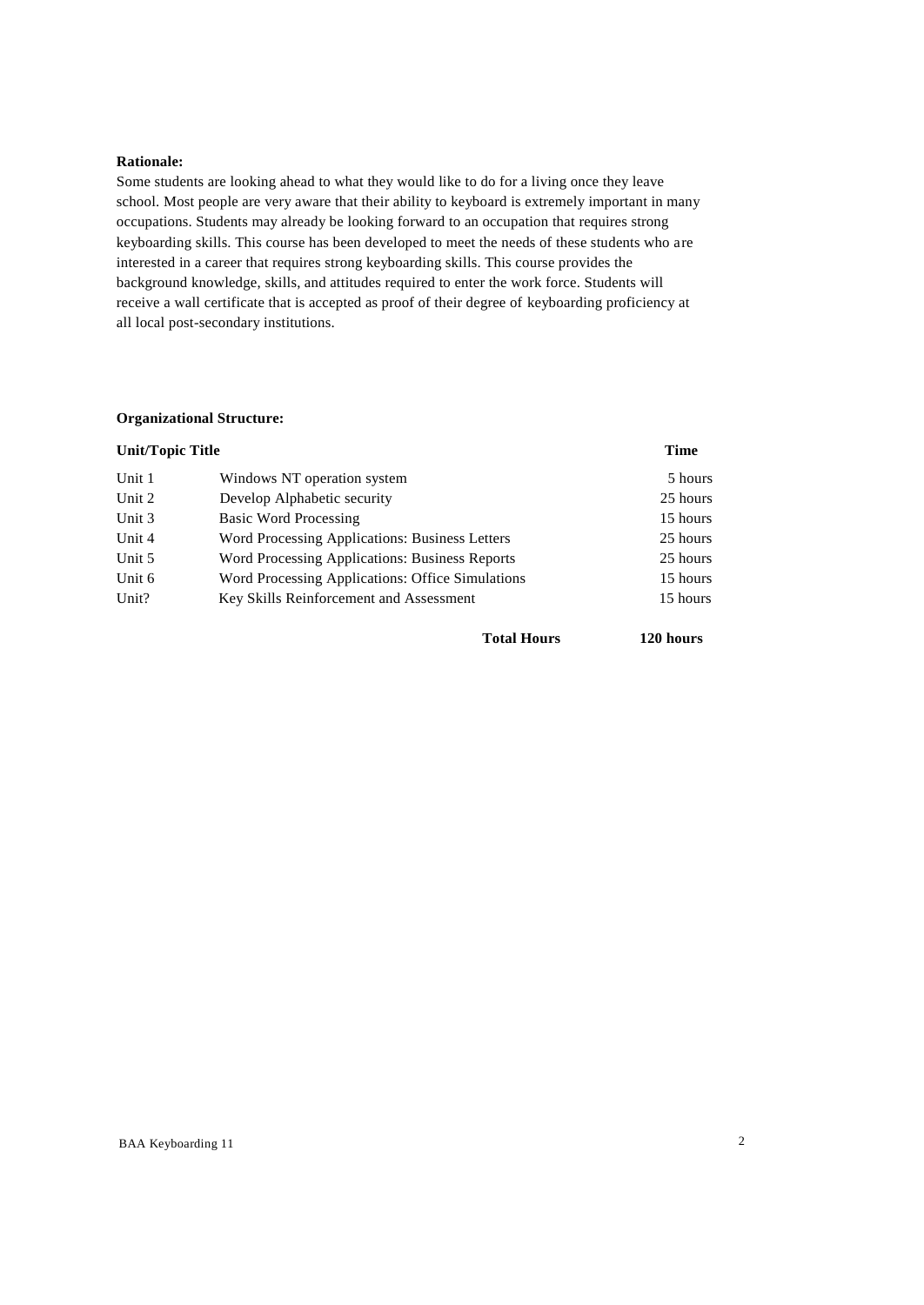**Rationale:**

Some students are looking ahead to what they would like to do for a living once they leave school. Most people are very aware that their ability to keyboard is extremely important in many occupations. Students may already be looking forward to an occupation that requires strong keyboarding skills. This course has been developed to meet the needs of these students who are interested in a career that requires strong keyboarding skills. This course provides the background knowledge, skills, and attitudes required to enter the work force. Students will receive a wall certificate that is accepted as proof of their degree of keyboarding proficiency at all local post-secondary institutions.

**Organizational Structure:**

| **Unit/Topic Title** | | **Time** |
|---|---|---|
| Unit 1 | Windows NT operation system | 5 hours |
| Unit 2 | Develop Alphabetic security | 25 hours |
| Unit 3 | Basic Word Processing | 15 hours |
| Unit 4 | Word Processing Applications: Business Letters | 25 hours |
| Unit 5 | Word Processing Applications: Business Reports | 25 hours |
| Unit 6 | Word Processing Applications: Office Simulations | 15 hours |
| Unit? | Key Skills Reinforcement and Assessment | 15 hours |
| | **Total Hours** | **120 hours** |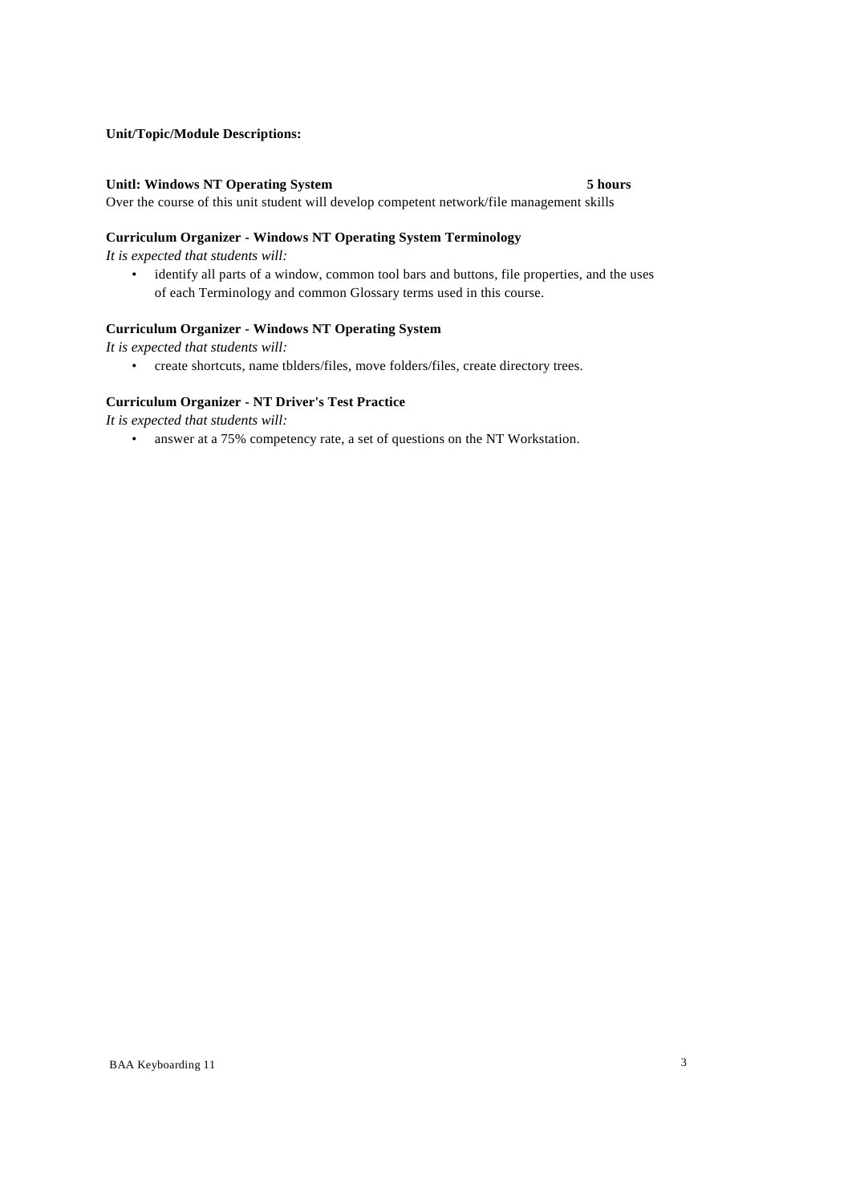**Unit/Topic/Module Descriptions:**

**Unitl: Windows NT Operating System** **5 hours**

Over the course of this unit student will develop competent network/file management skills

**Curriculum Organizer - Windows NT Operating System Terminology**

*It is expected that students will:*

- identify all parts of a window, common tool bars and buttons, file properties, and the uses of each Terminology and common Glossary terms used in this course.

**Curriculum Organizer - Windows NT Operating System**

*It is expected that students will:*

- create shortcuts, name tblders/files, move folders/files, create directory trees.

**Curriculum Organizer - NT Driver's Test Practice**

*It is expected that students will:*

- answer at a 75% competency rate, a set of questions on the NT Workstation.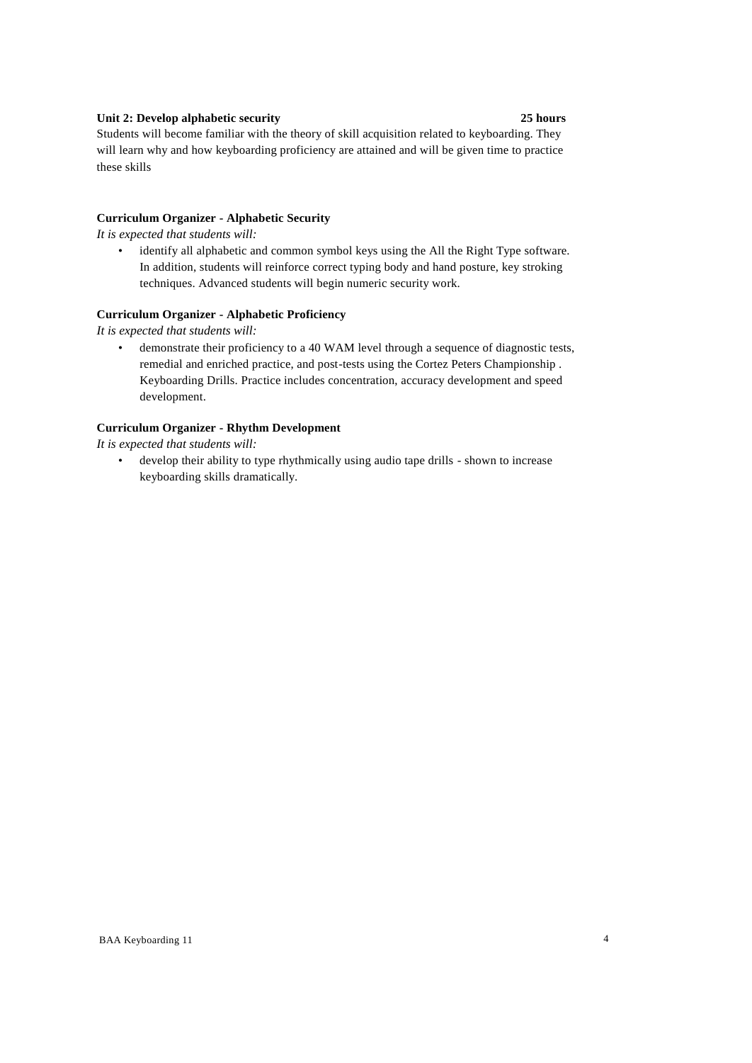**Unit 2: Develop alphabetic security** **25 hours**

Students will become familiar with the theory of skill acquisition related to keyboarding. They will learn why and how keyboarding proficiency are attained and will be given time to practice these skills

**Curriculum Organizer - Alphabetic Security**

*It is expected that students will:*

- identify all alphabetic and common symbol keys using the All the Right Type software. In addition, students will reinforce correct typing body and hand posture, key stroking techniques. Advanced students will begin numeric security work.

**Curriculum Organizer - Alphabetic Proficiency**

*It is expected that students will:*

- demonstrate their proficiency to a 40 WAM level through a sequence of diagnostic tests, remedial and enriched practice, and post-tests using the Cortez Peters Championship . Keyboarding Drills. Practice includes concentration, accuracy development and speed development.

**Curriculum Organizer - Rhythm Development**

*It is expected that students will:*

- develop their ability to type rhythmically using audio tape drills - shown to increase keyboarding skills dramatically.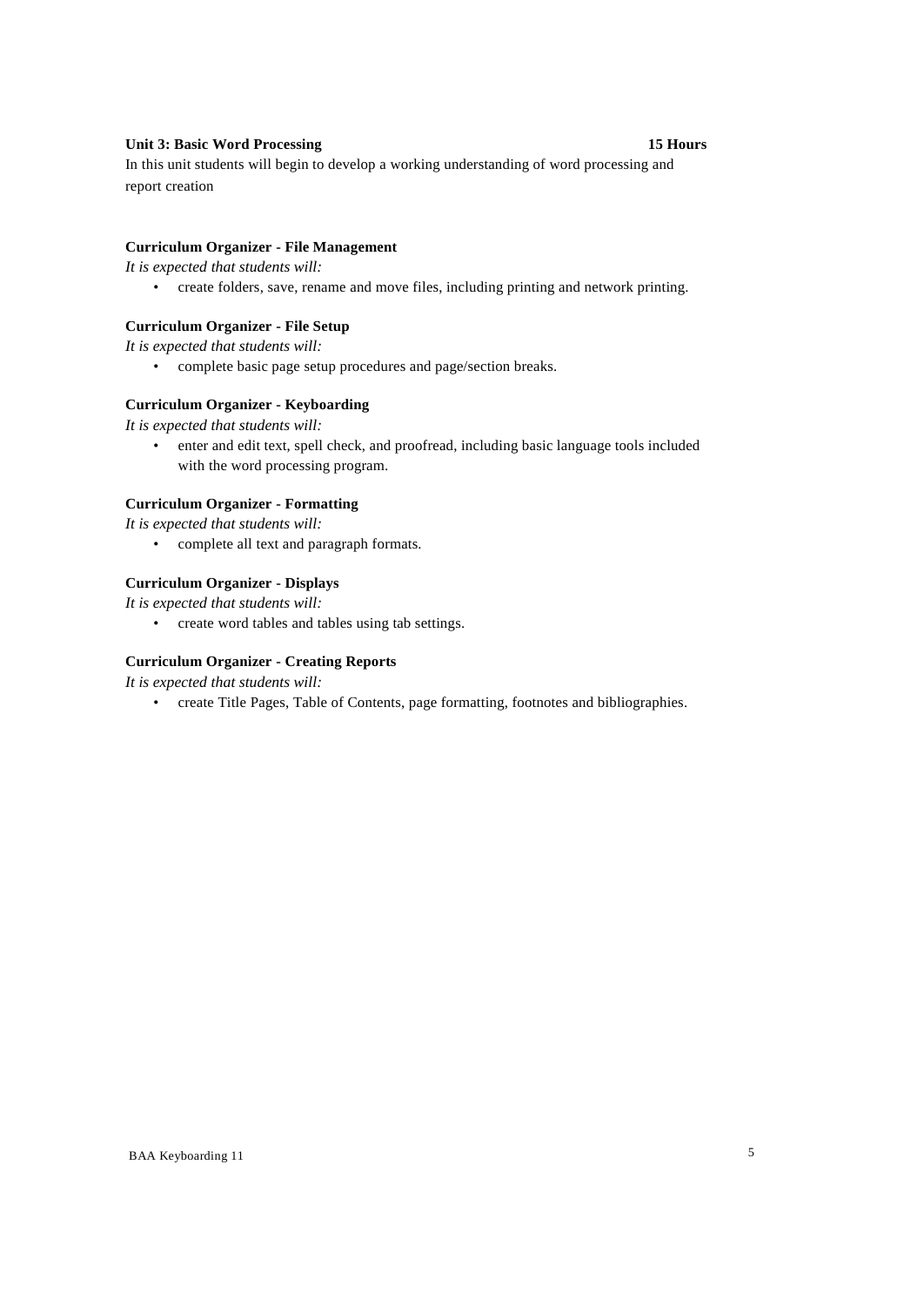**Unit 3: Basic Word Processing 15 Hours**

In this unit students will begin to develop a working understanding of word processing and report creation

**Curriculum Organizer - File Management**

*It is expected that students will:*

- create folders, save, rename and move files, including printing and network printing.

**Curriculum Organizer - File Setup**

*It is expected that students will:*

- complete basic page setup procedures and page/section breaks.

**Curriculum Organizer - Keyboarding**

*It is expected that students will:*

- enter and edit text, spell check, and proofread, including basic language tools included with the word processing program.

**Curriculum Organizer - Formatting**

*It is expected that students will:*

- complete all text and paragraph formats.

**Curriculum Organizer - Displays**

*It is expected that students will:*

- create word tables and tables using tab settings.

**Curriculum Organizer - Creating Reports**

*It is expected that students will:*

- create Title Pages, Table of Contents, page formatting, footnotes and bibliographies.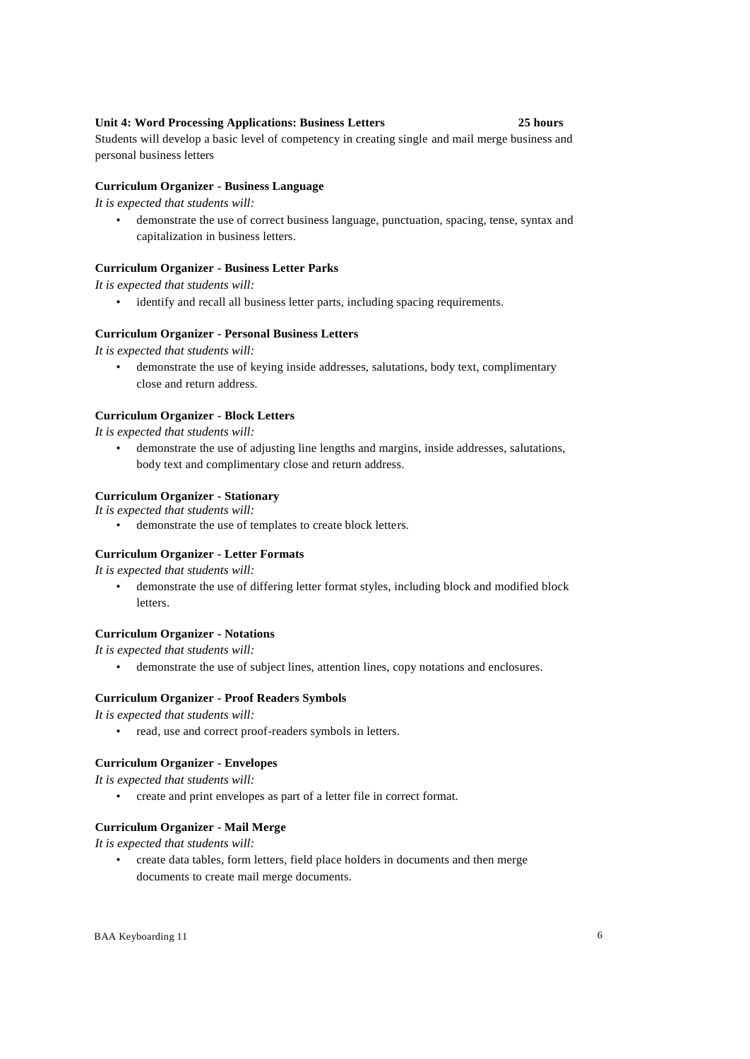**Unit 4: Word Processing Applications: Business Letters 25 hours**

Students will develop a basic level of competency in creating single and mail merge business and personal business letters

**Curriculum Organizer - Business Language**

*It is expected that students will:*

- demonstrate the use of correct business language, punctuation, spacing, tense, syntax and capitalization in business letters.

**Curriculum Organizer - Business Letter Parks**

*It is expected that students will:*

- identify and recall all business letter parts, including spacing requirements.

**Curriculum Organizer - Personal Business Letters**

*It is expected that students will:*

- demonstrate the use of keying inside addresses, salutations, body text, complimentary close and return address.

**Curriculum Organizer - Block Letters**

*It is expected that students will:*

- demonstrate the use of adjusting line lengths and margins, inside addresses, salutations, body text and complimentary close and return address.

**Curriculum Organizer - Stationary**

*It is expected that students will:*

- demonstrate the use of templates to create block letters.

**Curriculum Organizer - Letter Formats**

*It is expected that students will:*

- demonstrate the use of differing letter format styles, including block and modified block letters.

**Curriculum Organizer - Notations**

*It is expected that students will:*

- demonstrate the use of subject lines, attention lines, copy notations and enclosures.

**Curriculum Organizer - Proof Readers Symbols**

*It is expected that students will:*

- read, use and correct proof-readers symbols in letters.

**Curriculum Organizer - Envelopes**

*It is expected that students will:*

- create and print envelopes as part of a letter file in correct format.

**Curriculum Organizer - Mail Merge**

*It is expected that students will:*

- create data tables, form letters, field place holders in documents and then merge documents to create mail merge documents.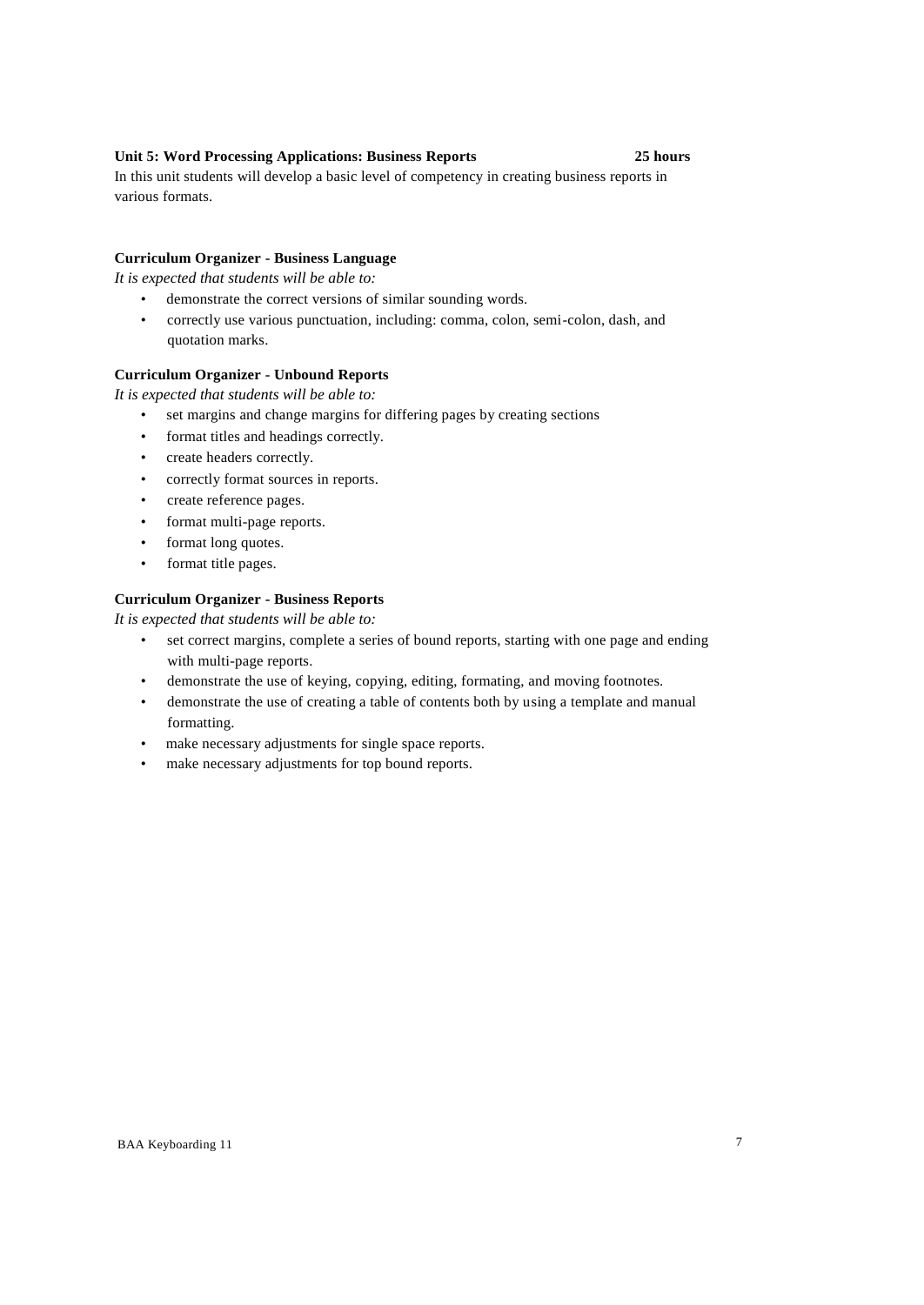**Unit 5: Word Processing Applications: Business Reports** **25 hours**

In this unit students will develop a basic level of competency in creating business reports in various formats.

**Curriculum Organizer - Business Language**

*It is expected that students will be able to:*

- demonstrate the correct versions of similar sounding words.
- correctly use various punctuation, including: comma, colon, semi-colon, dash, and quotation marks.

**Curriculum Organizer - Unbound Reports**

*It is expected that students will be able to:*

- set margins and change margins for differing pages by creating sections
- format titles and headings correctly.
- create headers correctly.
- correctly format sources in reports.
- create reference pages.
- format multi-page reports.
- format long quotes.
- format title pages.

**Curriculum Organizer - Business Reports**

*It is expected that students will be able to:*

- set correct margins, complete a series of bound reports, starting with one page and ending with multi-page reports.
- demonstrate the use of keying, copying, editing, formating, and moving footnotes.
- demonstrate the use of creating a table of contents both by using a template and manual formatting.
- make necessary adjustments for single space reports.
- make necessary adjustments for top bound reports.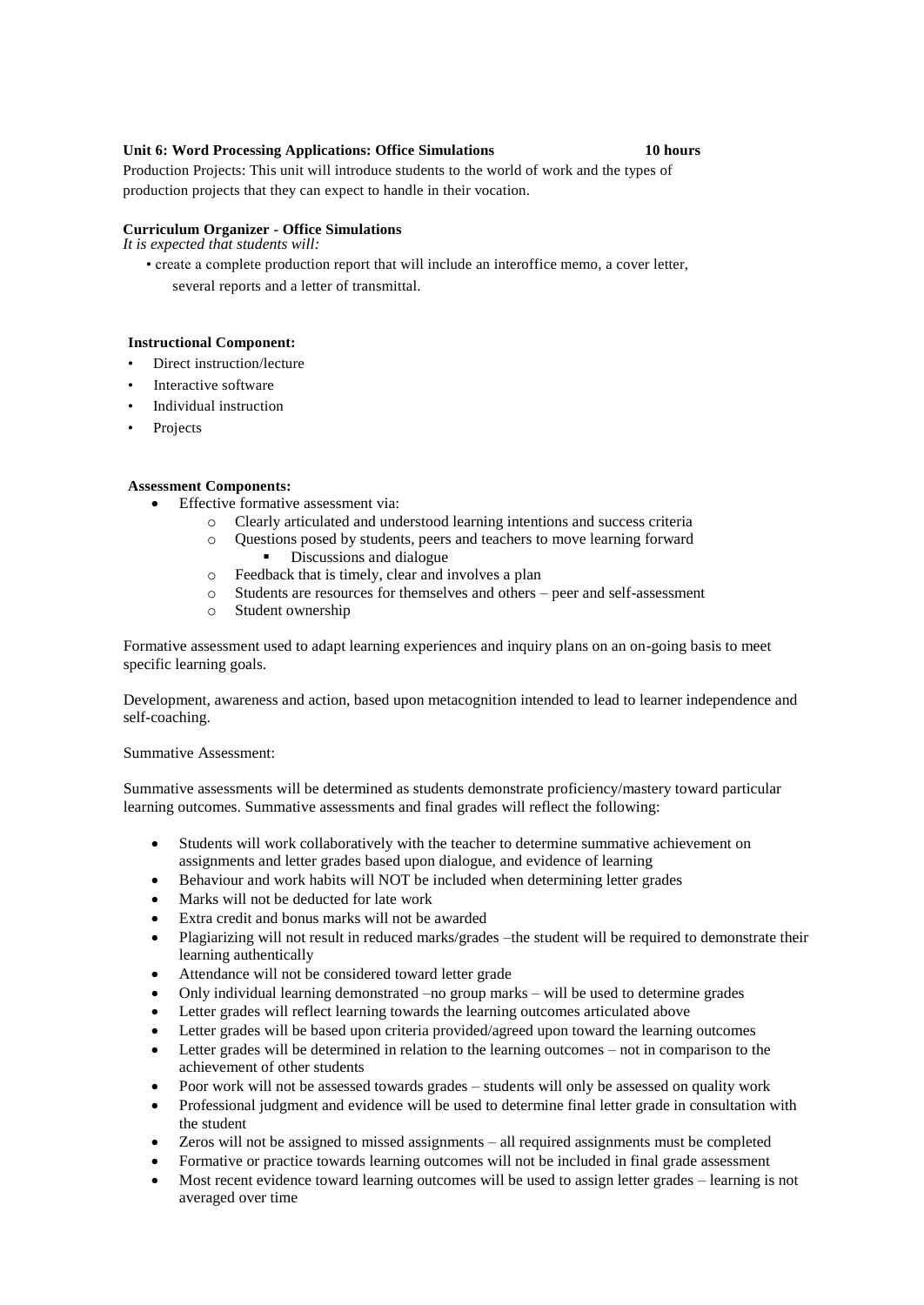**Unit 6: Word Processing Applications: Office Simulations 10 hours**

Production Projects: This unit will introduce students to the world of work and the types of production projects that they can expect to handle in their vocation.

**Curriculum Organizer - Office Simulations**

*It is expected that students will:*

- create a complete production report that will include an interoffice memo, a cover letter, several reports and a letter of transmittal.

**Instructional Component:**

- Direct instruction/lecture
- Interactive software
- Individual instruction
- Projects

**Assessment Components:**

- Effective formative assessment via:
  - Clearly articulated and understood learning intentions and success criteria
  - Questions posed by students, peers and teachers to move learning forward
    - Discussions and dialogue
  - Feedback that is timely, clear and involves a plan
  - Students are resources for themselves and others – peer and self-assessment
  - Student ownership

Formative assessment used to adapt learning experiences and inquiry plans on an on-going basis to meet specific learning goals.

Development, awareness and action, based upon metacognition intended to lead to learner independence and self-coaching.

Summative Assessment:

Summative assessments will be determined as students demonstrate proficiency/mastery toward particular learning outcomes. Summative assessments and final grades will reflect the following:

- Students will work collaboratively with the teacher to determine summative achievement on assignments and letter grades based upon dialogue, and evidence of learning
- Behaviour and work habits will NOT be included when determining letter grades
- Marks will not be deducted for late work
- Extra credit and bonus marks will not be awarded
- Plagiarizing will not result in reduced marks/grades –the student will be required to demonstrate their learning authentically
- Attendance will not be considered toward letter grade
- Only individual learning demonstrated –no group marks – will be used to determine grades
- Letter grades will reflect learning towards the learning outcomes articulated above
- Letter grades will be based upon criteria provided/agreed upon toward the learning outcomes
- Letter grades will be determined in relation to the learning outcomes – not in comparison to the achievement of other students
- Poor work will not be assessed towards grades – students will only be assessed on quality work
- Professional judgment and evidence will be used to determine final letter grade in consultation with the student
- Zeros will not be assigned to missed assignments – all required assignments must be completed
- Formative or practice towards learning outcomes will not be included in final grade assessment
- Most recent evidence toward learning outcomes will be used to assign letter grades – learning is not averaged over time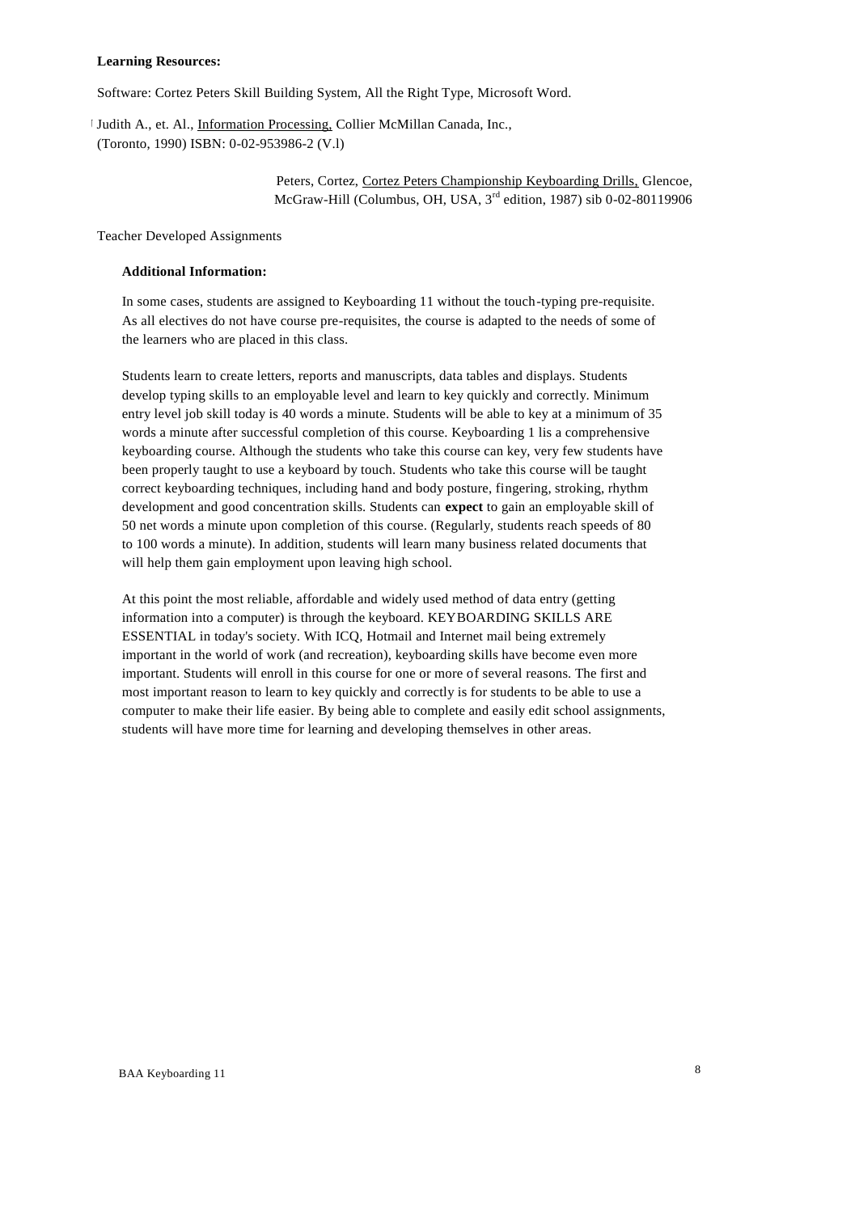**Learning Resources:**

Software: Cortez Peters Skill Building System, All the Right Type, Microsoft Word.

Judith A., et. Al., Information Processing, Collier McMillan Canada, Inc., (Toronto, 1990) ISBN: 0-02-953986-2 (V.l)

Peters, Cortez, Cortez Peters Championship Keyboarding Drills, Glencoe, McGraw-Hill (Columbus, OH, USA, 3rd edition, 1987) sib 0-02-80119906

Teacher Developed Assignments

**Additional Information:**

In some cases, students are assigned to Keyboarding 11 without the touch-typing pre-requisite. As all electives do not have course pre-requisites, the course is adapted to the needs of some of the learners who are placed in this class.

Students learn to create letters, reports and manuscripts, data tables and displays. Students develop typing skills to an employable level and learn to key quickly and correctly. Minimum entry level job skill today is 40 words a minute. Students will be able to key at a minimum of 35 words a minute after successful completion of this course. Keyboarding 1 lis a comprehensive keyboarding course. Although the students who take this course can key, very few students have been properly taught to use a keyboard by touch. Students who take this course will be taught correct keyboarding techniques, including hand and body posture, fingering, stroking, rhythm development and good concentration skills. Students can **expect** to gain an employable skill of 50 net words a minute upon completion of this course. (Regularly, students reach speeds of 80 to 100 words a minute). In addition, students will learn many business related documents that will help them gain employment upon leaving high school.

At this point the most reliable, affordable and widely used method of data entry (getting information into a computer) is through the keyboard. KEYBOARDING SKILLS ARE ESSENTIAL in today's society. With ICQ, Hotmail and Internet mail being extremely important in the world of work (and recreation), keyboarding skills have become even more important. Students will enroll in this course for one or more of several reasons. The first and most important reason to learn to key quickly and correctly is for students to be able to use a computer to make their life easier. By being able to complete and easily edit school assignments, students will have more time for learning and developing themselves in other areas.